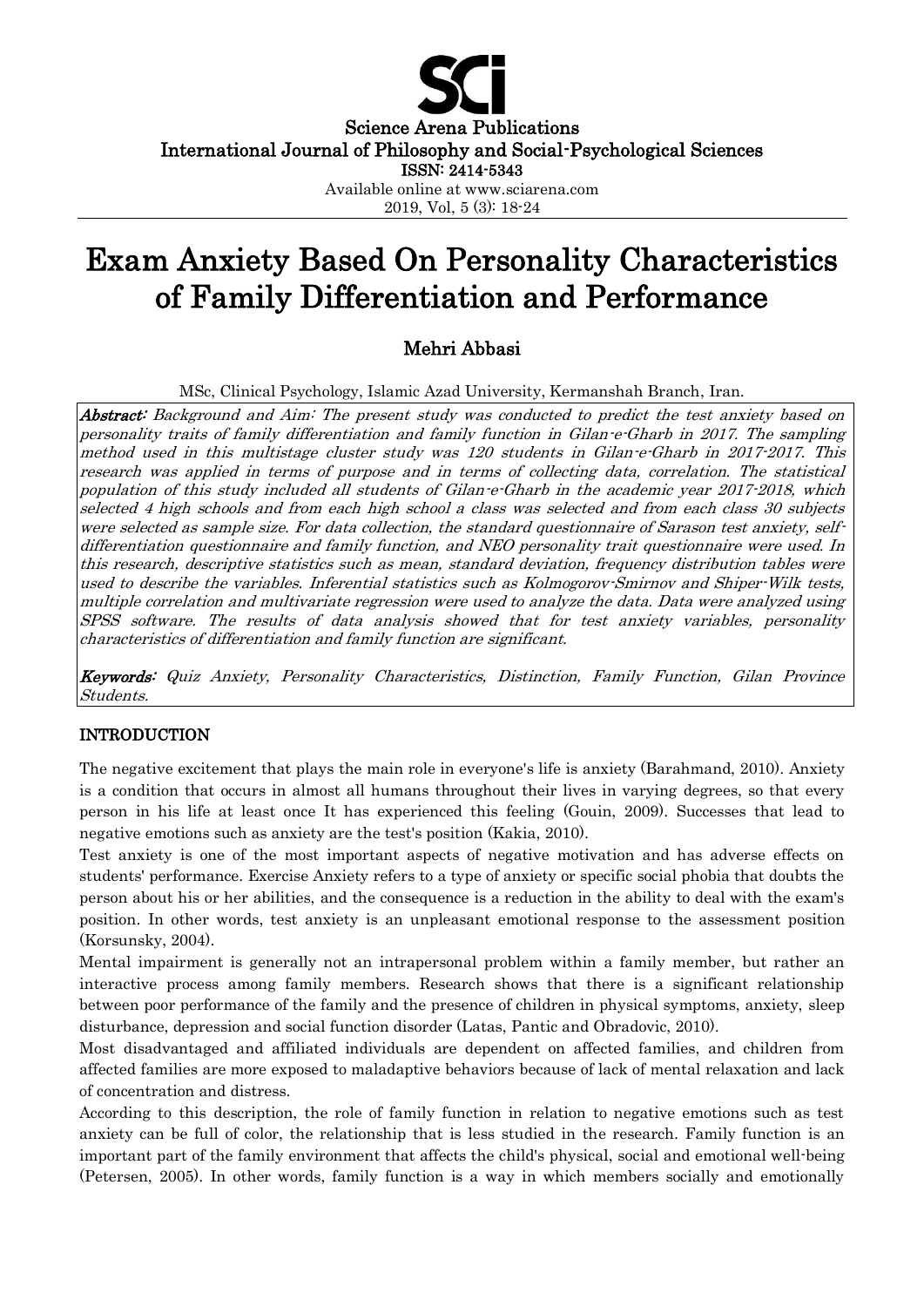Science Arena Publications
International Journal of Philosophy and Social-Psychological Sciences
ISSN: 2414-5343
Available online at www.sciarena.com
2019, Vol, 5 (3): 18-24

# Exam Anxiety Based On Personality Characteristics of Family Differentiation and Performance

## Mehri Abbasi

MSc, Clinical Psychology, Islamic Azad University, Kermanshah Branch, Iran.

***Abstract:*** *Background and Aim: The present study was conducted to predict the test anxiety based on personality traits of family differentiation and family function in Gilan-e-Gharb in 2017. The sampling method used in this multistage cluster study was 120 students in Gilan-e-Gharb in 2017-2017. This research was applied in terms of purpose and in terms of collecting data, correlation. The statistical population of this study included all students of Gilan-e-Gharb in the academic year 2017-2018, which selected 4 high schools and from each high school a class was selected and from each class 30 subjects were selected as sample size. For data collection, the standard questionnaire of Sarason test anxiety, self-differentiation questionnaire and family function, and NEO personality trait questionnaire were used. In this research, descriptive statistics such as mean, standard deviation, frequency distribution tables were used to describe the variables. Inferential statistics such as Kolmogorov-Smirnov and Shiper-Wilk tests, multiple correlation and multivariate regression were used to analyze the data. Data were analyzed using SPSS software. The results of data analysis showed that for test anxiety variables, personality characteristics of differentiation and family function are significant.*

***Keywords:*** *Quiz Anxiety, Personality Characteristics, Distinction, Family Function, Gilan Province Students.*

## INTRODUCTION

The negative excitement that plays the main role in everyone's life is anxiety (Barahmand, 2010). Anxiety is a condition that occurs in almost all humans throughout their lives in varying degrees, so that every person in his life at least once It has experienced this feeling (Gouin, 2009). Successes that lead to negative emotions such as anxiety are the test's position (Kakia, 2010).

Test anxiety is one of the most important aspects of negative motivation and has adverse effects on students' performance. Exercise Anxiety refers to a type of anxiety or specific social phobia that doubts the person about his or her abilities, and the consequence is a reduction in the ability to deal with the exam's position. In other words, test anxiety is an unpleasant emotional response to the assessment position (Korsunsky, 2004).

Mental impairment is generally not an intrapersonal problem within a family member, but rather an interactive process among family members. Research shows that there is a significant relationship between poor performance of the family and the presence of children in physical symptoms, anxiety, sleep disturbance, depression and social function disorder (Latas, Pantic and Obradovic, 2010).

Most disadvantaged and affiliated individuals are dependent on affected families, and children from affected families are more exposed to maladaptive behaviors because of lack of mental relaxation and lack of concentration and distress.

According to this description, the role of family function in relation to negative emotions such as test anxiety can be full of color, the relationship that is less studied in the research. Family function is an important part of the family environment that affects the child's physical, social and emotional well-being (Petersen, 2005). In other words, family function is a way in which members socially and emotionally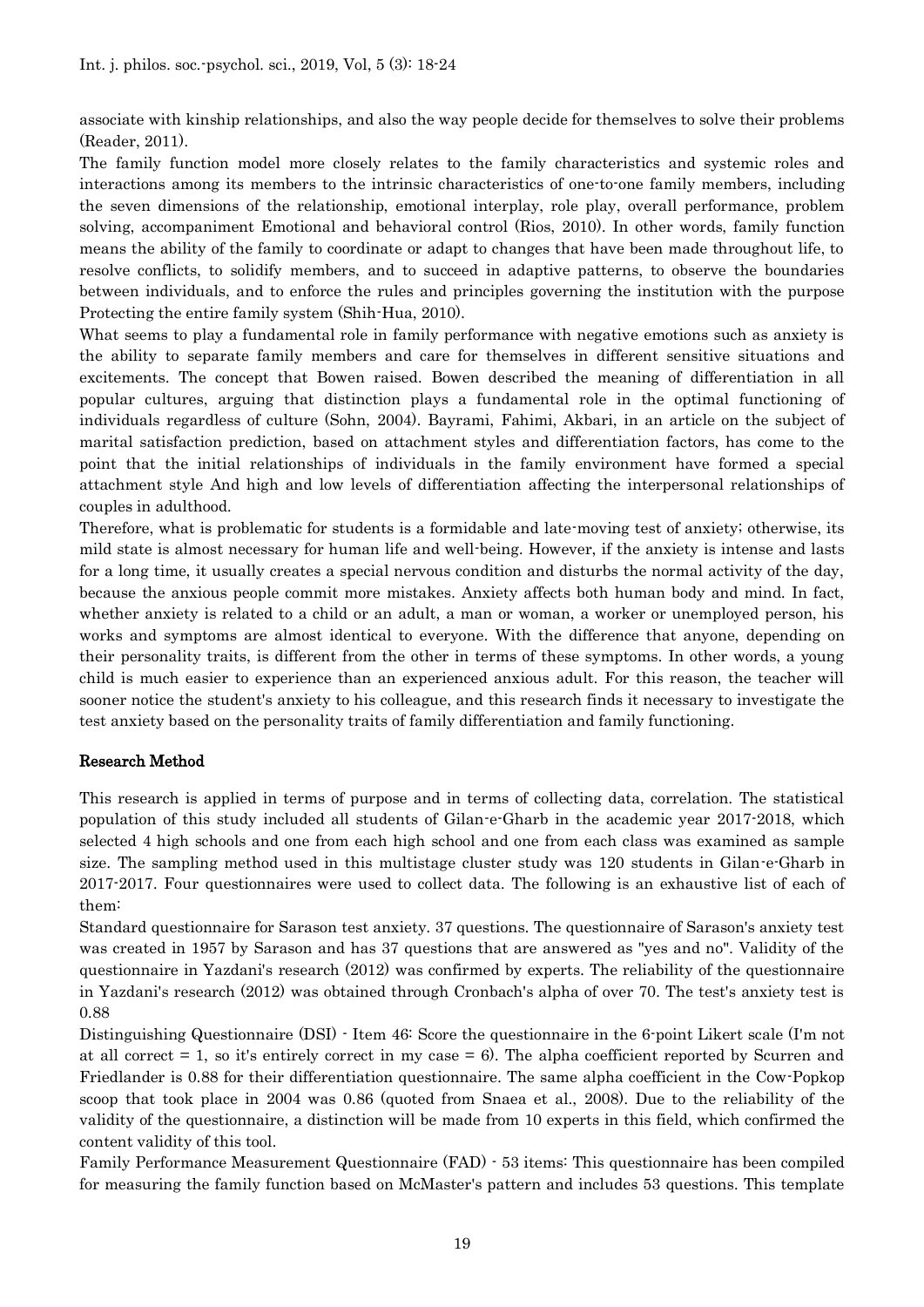associate with kinship relationships, and also the way people decide for themselves to solve their problems (Reader, 2011).

The family function model more closely relates to the family characteristics and systemic roles and interactions among its members to the intrinsic characteristics of one-to-one family members, including the seven dimensions of the relationship, emotional interplay, role play, overall performance, problem solving, accompaniment Emotional and behavioral control (Rios, 2010). In other words, family function means the ability of the family to coordinate or adapt to changes that have been made throughout life, to resolve conflicts, to solidify members, and to succeed in adaptive patterns, to observe the boundaries between individuals, and to enforce the rules and principles governing the institution with the purpose Protecting the entire family system (Shih-Hua, 2010).

What seems to play a fundamental role in family performance with negative emotions such as anxiety is the ability to separate family members and care for themselves in different sensitive situations and excitements. The concept that Bowen raised. Bowen described the meaning of differentiation in all popular cultures, arguing that distinction plays a fundamental role in the optimal functioning of individuals regardless of culture (Sohn, 2004). Bayrami, Fahimi, Akbari, in an article on the subject of marital satisfaction prediction, based on attachment styles and differentiation factors, has come to the point that the initial relationships of individuals in the family environment have formed a special attachment style And high and low levels of differentiation affecting the interpersonal relationships of couples in adulthood.

Therefore, what is problematic for students is a formidable and late-moving test of anxiety; otherwise, its mild state is almost necessary for human life and well-being. However, if the anxiety is intense and lasts for a long time, it usually creates a special nervous condition and disturbs the normal activity of the day, because the anxious people commit more mistakes. Anxiety affects both human body and mind. In fact, whether anxiety is related to a child or an adult, a man or woman, a worker or unemployed person, his works and symptoms are almost identical to everyone. With the difference that anyone, depending on their personality traits, is different from the other in terms of these symptoms. In other words, a young child is much easier to experience than an experienced anxious adult. For this reason, the teacher will sooner notice the student's anxiety to his colleague, and this research finds it necessary to investigate the test anxiety based on the personality traits of family differentiation and family functioning.

## Research Method

This research is applied in terms of purpose and in terms of collecting data, correlation. The statistical population of this study included all students of Gilan-e-Gharb in the academic year 2017-2018, which selected 4 high schools and one from each high school and one from each class was examined as sample size. The sampling method used in this multistage cluster study was 120 students in Gilan-e-Gharb in 2017-2017. Four questionnaires were used to collect data. The following is an exhaustive list of each of them:

Standard questionnaire for Sarason test anxiety. 37 questions. The questionnaire of Sarason's anxiety test was created in 1957 by Sarason and has 37 questions that are answered as "yes and no". Validity of the questionnaire in Yazdani's research (2012) was confirmed by experts. The reliability of the questionnaire in Yazdani's research (2012) was obtained through Cronbach's alpha of over 70. The test's anxiety test is 0.88

Distinguishing Questionnaire (DSI) - Item 46: Score the questionnaire in the 6-point Likert scale (I'm not at all correct = 1, so it's entirely correct in my case = 6). The alpha coefficient reported by Scurren and Friedlander is 0.88 for their differentiation questionnaire. The same alpha coefficient in the Cow-Popkop scoop that took place in 2004 was 0.86 (quoted from Snaea et al., 2008). Due to the reliability of the validity of the questionnaire, a distinction will be made from 10 experts in this field, which confirmed the content validity of this tool.

Family Performance Measurement Questionnaire (FAD) - 53 items: This questionnaire has been compiled for measuring the family function based on McMaster's pattern and includes 53 questions. This template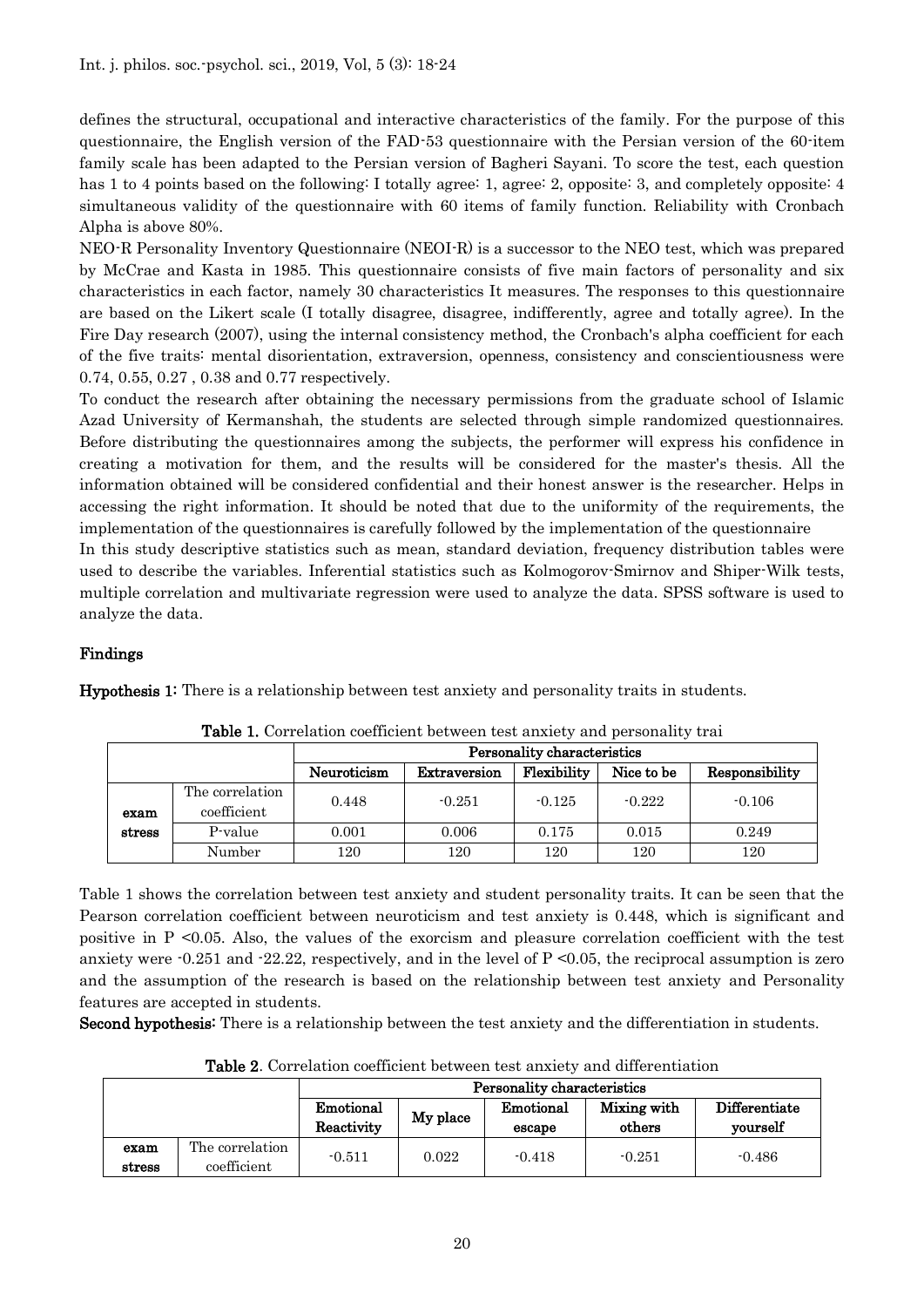defines the structural, occupational and interactive characteristics of the family. For the purpose of this questionnaire, the English version of the FAD-53 questionnaire with the Persian version of the 60-item family scale has been adapted to the Persian version of Bagheri Sayani. To score the test, each question has 1 to 4 points based on the following: I totally agree: 1, agree: 2, opposite: 3, and completely opposite: 4 simultaneous validity of the questionnaire with 60 items of family function. Reliability with Cronbach Alpha is above 80%.

NEO-R Personality Inventory Questionnaire (NEOI-R) is a successor to the NEO test, which was prepared by McCrae and Kasta in 1985. This questionnaire consists of five main factors of personality and six characteristics in each factor, namely 30 characteristics It measures. The responses to this questionnaire are based on the Likert scale (I totally disagree, disagree, indifferently, agree and totally agree). In the Fire Day research (2007), using the internal consistency method, the Cronbach's alpha coefficient for each of the five traits: mental disorientation, extraversion, openness, consistency and conscientiousness were 0.74, 0.55, 0.27 , 0.38 and 0.77 respectively.

To conduct the research after obtaining the necessary permissions from the graduate school of Islamic Azad University of Kermanshah, the students are selected through simple randomized questionnaires. Before distributing the questionnaires among the subjects, the performer will express his confidence in creating a motivation for them, and the results will be considered for the master's thesis. All the information obtained will be considered confidential and their honest answer is the researcher. Helps in accessing the right information. It should be noted that due to the uniformity of the requirements, the implementation of the questionnaires is carefully followed by the implementation of the questionnaire

In this study descriptive statistics such as mean, standard deviation, frequency distribution tables were used to describe the variables. Inferential statistics such as Kolmogorov-Smirnov and Shiper-Wilk tests, multiple correlation and multivariate regression were used to analyze the data. SPSS software is used to analyze the data.

## Findings

**Hypothesis 1:** There is a relationship between test anxiety and personality traits in students.

**Table 1.** Correlation coefficient between test anxiety and personality trai

| | | Personality characteristics | | | | |
|---|---|---|---|---|---|---|
| | | Neuroticism | Extraversion | Flexibility | Nice to be | Responsibility |
| exam stress | The correlation coefficient | 0.448 | -0.251 | -0.125 | -0.222 | -0.106 |
| | P-value | 0.001 | 0.006 | 0.175 | 0.015 | 0.249 |
| | Number | 120 | 120 | 120 | 120 | 120 |

Table 1 shows the correlation between test anxiety and student personality traits. It can be seen that the Pearson correlation coefficient between neuroticism and test anxiety is 0.448, which is significant and positive in $P < 0.05$. Also, the values of the exorcism and pleasure correlation coefficient with the test anxiety were -0.251 and -22.22, respectively, and in the level of $P < 0.05$, the reciprocal assumption is zero and the assumption of the research is based on the relationship between test anxiety and Personality features are accepted in students.

**Second hypothesis:** There is a relationship between the test anxiety and the differentiation in students.

**Table 2**. Correlation coefficient between test anxiety and differentiation

| | | Personality characteristics | | | | |
|---|---|---|---|---|---|---|
| | | Emotional Reactivity | My place | Emotional escape | Mixing with others | Differentiate yourself |
| exam stress | The correlation coefficient | -0.511 | 0.022 | -0.418 | -0.251 | -0.486 |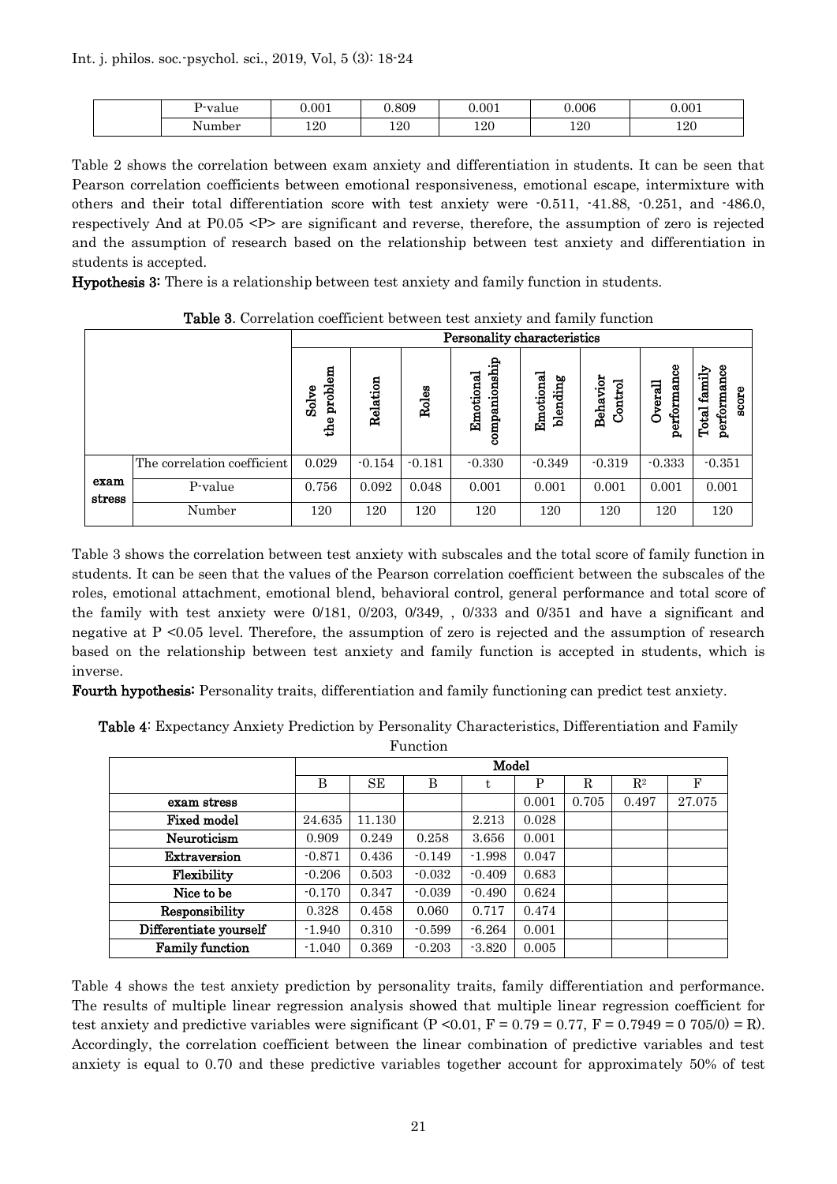|  | P-value | 0.001 | 0.809 | 0.001 | 0.006 | 0.001 |
|---|---|---|---|---|---|---|
|  | Number | 120 | 120 | 120 | 120 | 120 |

Table 2 shows the correlation between exam anxiety and differentiation in students. It can be seen that Pearson correlation coefficients between emotional responsiveness, emotional escape, intermixture with others and their total differentiation score with test anxiety were -0.511, -41.88, -0.251, and -486.0, respectively And at P0.05 <P> are significant and reverse, therefore, the assumption of zero is rejected and the assumption of research based on the relationship between test anxiety and differentiation in students is accepted.

**Hypothesis 3:** There is a relationship between test anxiety and family function in students.

**Table 3**. Correlation coefficient between test anxiety and family function

|  |  | Personality characteristics | | | | | | | |
|---|---|---|---|---|---|---|---|---|---|
|  |  | Solve the problem | Relation | Roles | Emotional companionship | Emotional blending | Behavior Control | Overall performance | Total family performance score |
| exam stress | The correlation coefficient | 0.029 | -0.154 | -0.181 | -0.330 | -0.349 | -0.319 | -0.333 | -0.351 |
|  | P-value | 0.756 | 0.092 | 0.048 | 0.001 | 0.001 | 0.001 | 0.001 | 0.001 |
|  | Number | 120 | 120 | 120 | 120 | 120 | 120 | 120 | 120 |

Table 3 shows the correlation between test anxiety with subscales and the total score of family function in students. It can be seen that the values of the Pearson correlation coefficient between the subscales of the roles, emotional attachment, emotional blend, behavioral control, general performance and total score of the family with test anxiety were 0/181, 0/203, 0/349, , 0/333 and 0/351 and have a significant and negative at P <0.05 level. Therefore, the assumption of zero is rejected and the assumption of research based on the relationship between test anxiety and family function is accepted in students, which is inverse.

**Fourth hypothesis:** Personality traits, differentiation and family functioning can predict test anxiety.

**Table 4**: Expectancy Anxiety Prediction by Personality Characteristics, Differentiation and Family Function

|  | Model | | | | | | | |
|---|---|---|---|---|---|---|---|---|
|  | B | SE | B | t | P | R | $R^2$ | F |
| **exam stress** |  |  |  |  | 0.001 | 0.705 | 0.497 | 27.075 |
| **Fixed model** | 24.635 | 11.130 |  | 2.213 | 0.028 |  |  |  |
| **Neuroticism** | 0.909 | 0.249 | 0.258 | 3.656 | 0.001 |  |  |  |
| **Extraversion** | -0.871 | 0.436 | -0.149 | -1.998 | 0.047 |  |  |  |
| **Flexibility** | -0.206 | 0.503 | -0.032 | -0.409 | 0.683 |  |  |  |
| **Nice to be** | -0.170 | 0.347 | -0.039 | -0.490 | 0.624 |  |  |  |
| **Responsibility** | 0.328 | 0.458 | 0.060 | 0.717 | 0.474 |  |  |  |
| **Differentiate yourself** | -1.940 | 0.310 | -0.599 | -6.264 | 0.001 |  |  |  |
| **Family function** | -1.040 | 0.369 | -0.203 | -3.820 | 0.005 |  |  |  |

Table 4 shows the test anxiety prediction by personality traits, family differentiation and performance. The results of multiple linear regression analysis showed that multiple linear regression coefficient for test anxiety and predictive variables were significant (P <0.01, F = 0.79 = 0.77, F = 0.7949 = 0 705/0) = R). Accordingly, the correlation coefficient between the linear combination of predictive variables and test anxiety is equal to 0.70 and these predictive variables together account for approximately 50% of test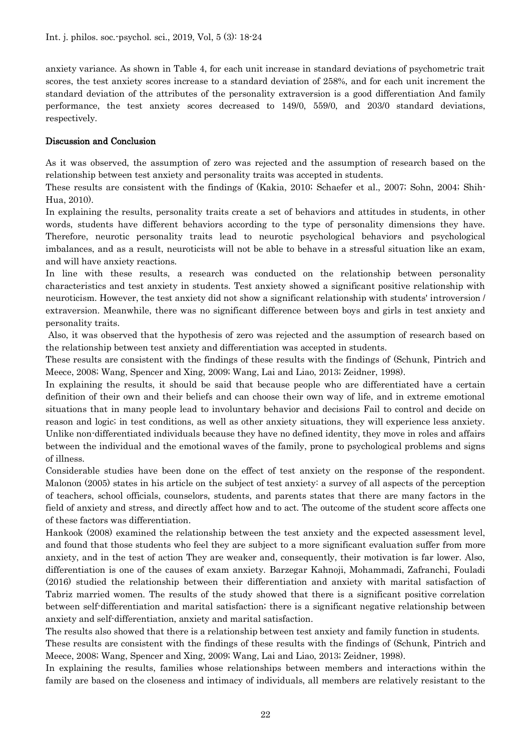anxiety variance. As shown in Table 4, for each unit increase in standard deviations of psychometric trait scores, the test anxiety scores increase to a standard deviation of 258%, and for each unit increment the standard deviation of the attributes of the personality extraversion is a good differentiation And family performance, the test anxiety scores decreased to 149/0, 559/0, and 203/0 standard deviations, respectively.

## Discussion and Conclusion

As it was observed, the assumption of zero was rejected and the assumption of research based on the relationship between test anxiety and personality traits was accepted in students.

These results are consistent with the findings of (Kakia, 2010; Schaefer et al., 2007; Sohn, 2004; Shih-Hua, 2010).

In explaining the results, personality traits create a set of behaviors and attitudes in students, in other words, students have different behaviors according to the type of personality dimensions they have. Therefore, neurotic personality traits lead to neurotic psychological behaviors and psychological imbalances, and as a result, neuroticists will not be able to behave in a stressful situation like an exam, and will have anxiety reactions.

In line with these results, a research was conducted on the relationship between personality characteristics and test anxiety in students. Test anxiety showed a significant positive relationship with neuroticism. However, the test anxiety did not show a significant relationship with students' introversion / extraversion. Meanwhile, there was no significant difference between boys and girls in test anxiety and personality traits.

Also, it was observed that the hypothesis of zero was rejected and the assumption of research based on the relationship between test anxiety and differentiation was accepted in students.

These results are consistent with the findings of these results with the findings of (Schunk, Pintrich and Meece, 2008; Wang, Spencer and Xing, 2009; Wang, Lai and Liao, 2013; Zeidner, 1998).

In explaining the results, it should be said that because people who are differentiated have a certain definition of their own and their beliefs and can choose their own way of life, and in extreme emotional situations that in many people lead to involuntary behavior and decisions Fail to control and decide on reason and logic; in test conditions, as well as other anxiety situations, they will experience less anxiety. Unlike non-differentiated individuals because they have no defined identity, they move in roles and affairs between the individual and the emotional waves of the family, prone to psychological problems and signs of illness.

Considerable studies have been done on the effect of test anxiety on the response of the respondent. Malonon (2005) states in his article on the subject of test anxiety: a survey of all aspects of the perception of teachers, school officials, counselors, students, and parents states that there are many factors in the field of anxiety and stress, and directly affect how and to act. The outcome of the student score affects one of these factors was differentiation.

Hankook (2008) examined the relationship between the test anxiety and the expected assessment level, and found that those students who feel they are subject to a more significant evaluation suffer from more anxiety, and in the test of action They are weaker and, consequently, their motivation is far lower. Also, differentiation is one of the causes of exam anxiety. Barzegar Kahnoji, Mohammadi, Zafranchi, Fouladi (2016) studied the relationship between their differentiation and anxiety with marital satisfaction of Tabriz married women. The results of the study showed that there is a significant positive correlation between self-differentiation and marital satisfaction; there is a significant negative relationship between anxiety and self-differentiation, anxiety and marital satisfaction.

The results also showed that there is a relationship between test anxiety and family function in students.

These results are consistent with the findings of these results with the findings of (Schunk, Pintrich and Meece, 2008; Wang, Spencer and Xing, 2009; Wang, Lai and Liao, 2013; Zeidner, 1998).

In explaining the results, families whose relationships between members and interactions within the family are based on the closeness and intimacy of individuals, all members are relatively resistant to the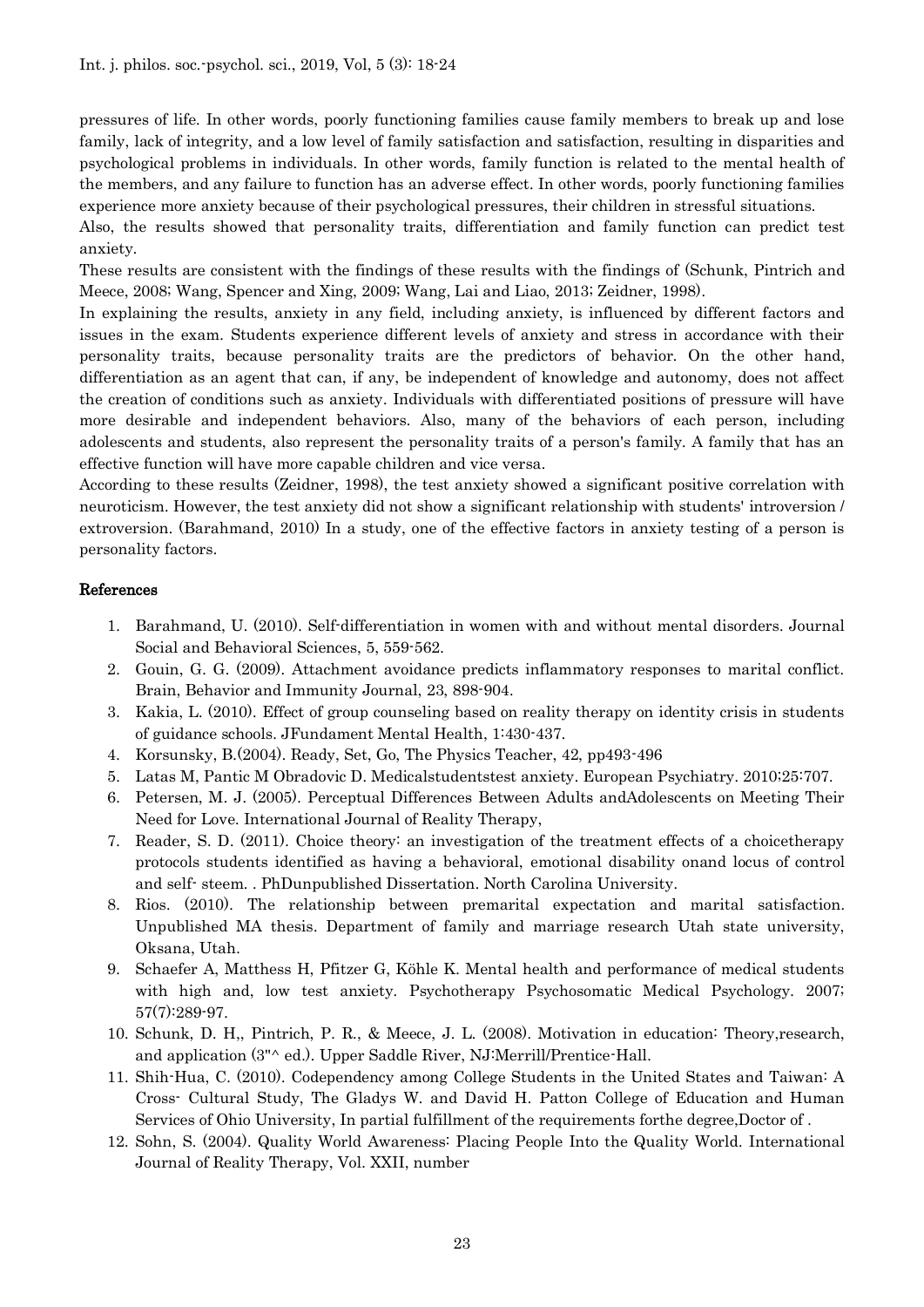pressures of life. In other words, poorly functioning families cause family members to break up and lose family, lack of integrity, and a low level of family satisfaction and satisfaction, resulting in disparities and psychological problems in individuals. In other words, family function is related to the mental health of the members, and any failure to function has an adverse effect. In other words, poorly functioning families experience more anxiety because of their psychological pressures, their children in stressful situations.

Also, the results showed that personality traits, differentiation and family function can predict test anxiety.

These results are consistent with the findings of these results with the findings of (Schunk, Pintrich and Meece, 2008; Wang, Spencer and Xing, 2009; Wang, Lai and Liao, 2013; Zeidner, 1998).

In explaining the results, anxiety in any field, including anxiety, is influenced by different factors and issues in the exam. Students experience different levels of anxiety and stress in accordance with their personality traits, because personality traits are the predictors of behavior. On the other hand, differentiation as an agent that can, if any, be independent of knowledge and autonomy, does not affect the creation of conditions such as anxiety. Individuals with differentiated positions of pressure will have more desirable and independent behaviors. Also, many of the behaviors of each person, including adolescents and students, also represent the personality traits of a person's family. A family that has an effective function will have more capable children and vice versa.

According to these results (Zeidner, 1998), the test anxiety showed a significant positive correlation with neuroticism. However, the test anxiety did not show a significant relationship with students' introversion / extroversion. (Barahmand, 2010) In a study, one of the effective factors in anxiety testing of a person is personality factors.

## References

1. Barahmand, U. (2010). Self-differentiation in women with and without mental disorders. Journal Social and Behavioral Sciences, 5, 559-562.
2. Gouin, G. G. (2009). Attachment avoidance predicts inflammatory responses to marital conflict. Brain, Behavior and Immunity Journal, 23, 898-904.
3. Kakia, L. (2010). Effect of group counseling based on reality therapy on identity crisis in students of guidance schools. JFundament Mental Health, 1:430-437.
4. Korsunsky, B.(2004). Ready, Set, Go, The Physics Teacher, 42, pp493-496
5. Latas M, Pantic M Obradovic D. Medicalstudentstest anxiety. European Psychiatry. 2010;25:707.
6. Petersen, M. J. (2005). Perceptual Differences Between Adults andAdolescents on Meeting Their Need for Love. International Journal of Reality Therapy,
7. Reader, S. D. (2011). Choice theory: an investigation of the treatment effects of a choicetherapy protocols students identified as having a behavioral, emotional disability onand locus of control and self- steem. . PhDunpublished Dissertation. North Carolina University.
8. Rios. (2010). The relationship between premarital expectation and marital satisfaction. Unpublished MA thesis. Department of family and marriage research Utah state university, Oksana, Utah.
9. Schaefer A, Matthess H, Pfitzer G, Köhle K. Mental health and performance of medical students with high and, low test anxiety. Psychotherapy Psychosomatic Medical Psychology. 2007; 57(7):289-97.
10. Schunk, D. H,, Pintrich, P. R., & Meece, J. L. (2008). Motivation in education: Theory,research, and application (3"^ ed.). Upper Saddle River, NJ:Merrill/Prentice-Hall.
11. Shih-Hua, C. (2010). Codependency among College Students in the United States and Taiwan: A Cross- Cultural Study, The Gladys W. and David H. Patton College of Education and Human Services of Ohio University, In partial fulfillment of the requirements forthe degree,Doctor of .
12. Sohn, S. (2004). Quality World Awareness: Placing People Into the Quality World. International Journal of Reality Therapy, Vol. XXII, number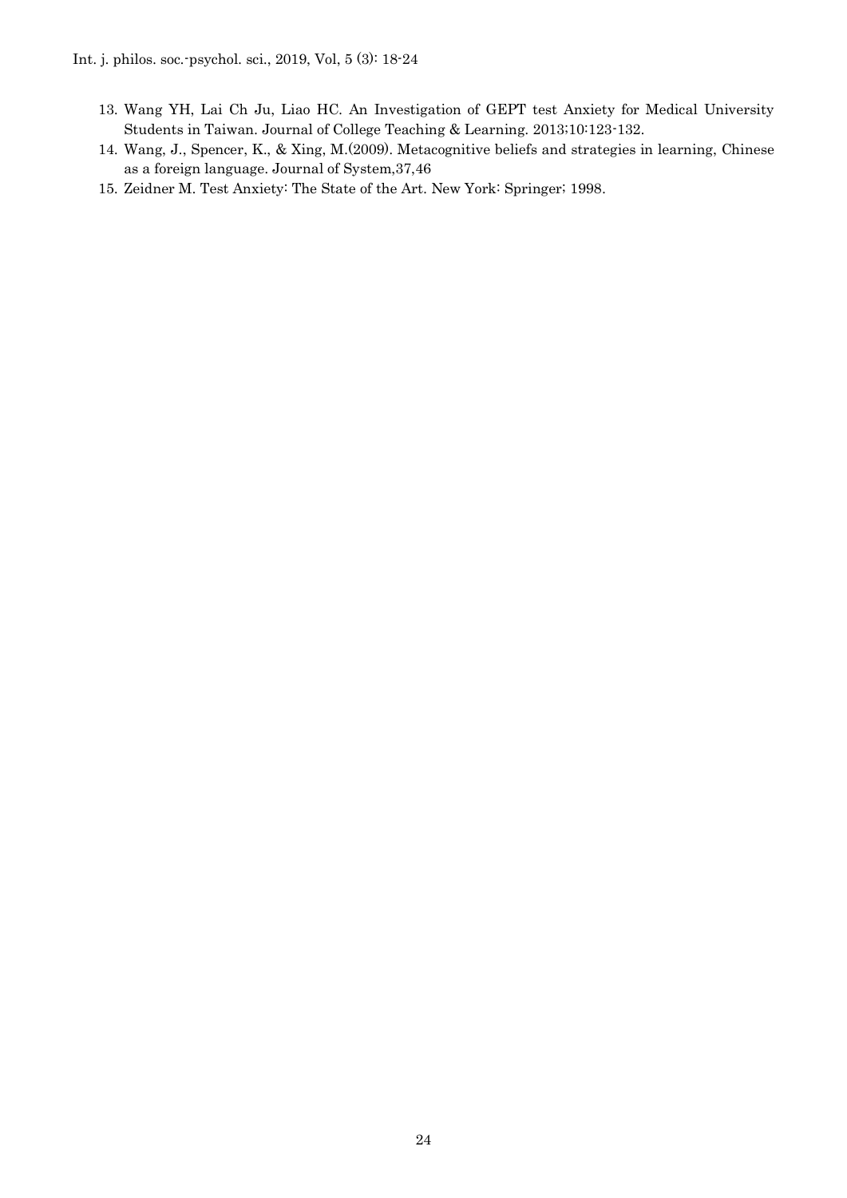13. Wang YH, Lai Ch Ju, Liao HC. An Investigation of GEPT test Anxiety for Medical University Students in Taiwan. Journal of College Teaching & Learning. 2013;10:123-132.
14. Wang, J., Spencer, K., & Xing, M.(2009). Metacognitive beliefs and strategies in learning, Chinese as a foreign language. Journal of System,37,46
15. Zeidner M. Test Anxiety: The State of the Art. New York: Springer; 1998.